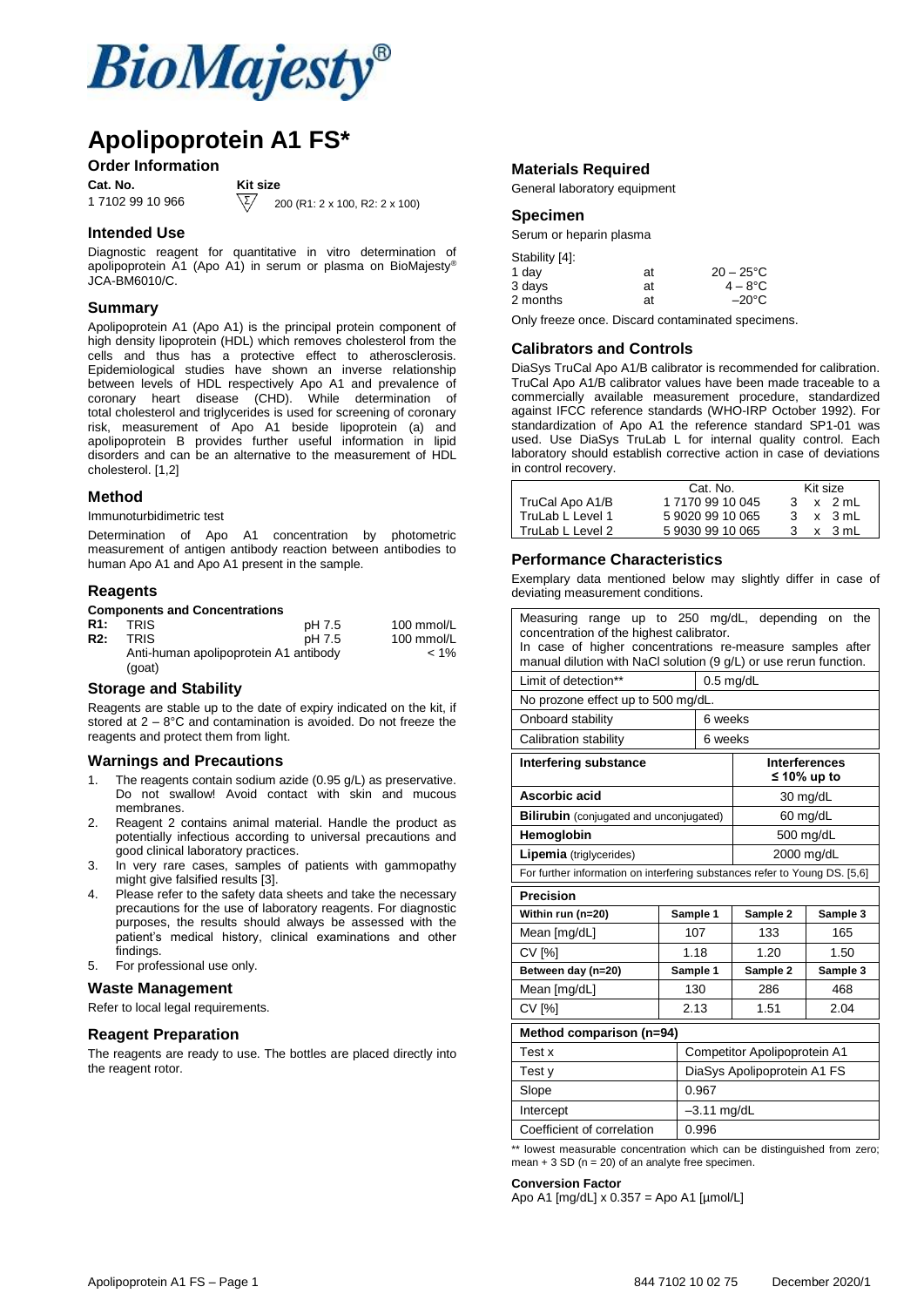BioMajesty®

# Apolipoprotein A1 FS*

## Order Information

| Cat. No. | Kit size |
|---|---|
| 1 7102 99 10 966 | 200 (R1: 2 x 100, R2: 2 x 100) |

## Intended Use

Diagnostic reagent for quantitative in vitro determination of apolipoprotein A1 (Apo A1) in serum or plasma on BioMajesty® JCA-BM6010/C.

## Summary

Apolipoprotein A1 (Apo A1) is the principal protein component of high density lipoprotein (HDL) which removes cholesterol from the cells and thus has a protective effect to atherosclerosis. Epidemiological studies have shown an inverse relationship between levels of HDL respectively Apo A1 and prevalence of coronary heart disease (CHD). While determination of total cholesterol and triglycerides is used for screening of coronary risk, measurement of Apo A1 beside lipoprotein (a) and apolipoprotein B provides further useful information in lipid disorders and can be an alternative to the measurement of HDL cholesterol. [1,2]

## Method

Immunoturbidimetric test

Determination of Apo A1 concentration by photometric measurement of antigen antibody reaction between antibodies to human Apo A1 and Apo A1 present in the sample.

## Reagents

**Components and Concentrations**

| | | | |
|---|---|---|---|
| **R1:** | TRIS | pH 7.5 | 100 mmol/L |
| **R2:** | TRIS | pH 7.5 | 100 mmol/L |
| | Anti-human apolipoprotein A1 antibody (goat) | | < 1% |

## Storage and Stability

Reagents are stable up to the date of expiry indicated on the kit, if stored at 2 – 8°C and contamination is avoided. Do not freeze the reagents and protect them from light.

## Warnings and Precautions

1. The reagents contain sodium azide (0.95 g/L) as preservative. Do not swallow! Avoid contact with skin and mucous membranes.
2. Reagent 2 contains animal material. Handle the product as potentially infectious according to universal precautions and good clinical laboratory practices.
3. In very rare cases, samples of patients with gammopathy might give falsified results [3].
4. Please refer to the safety data sheets and take the necessary precautions for the use of laboratory reagents. For diagnostic purposes, the results should always be assessed with the patient's medical history, clinical examinations and other findings.
5. For professional use only.

## Waste Management

Refer to local legal requirements.

## Reagent Preparation

The reagents are ready to use. The bottles are placed directly into the reagent rotor.

## Materials Required

General laboratory equipment

## Specimen

Serum or heparin plasma

Stability [4]:

| | | |
|---|---|---|
| 1 day | at | 20 – 25°C |
| 3 days | at | 4 – 8°C |
| 2 months | at | –20°C |

Only freeze once. Discard contaminated specimens.

## Calibrators and Controls

DiaSys TruCal Apo A1/B calibrator is recommended for calibration. TruCal Apo A1/B calibrator values have been made traceable to a commercially available measurement procedure, standardized against IFCC reference standards (WHO-IRP October 1992). For standardization of Apo A1 the reference standard SP1-01 was used. Use DiaSys TruLab L for internal quality control. Each laboratory should establish corrective action in case of deviations in control recovery.

| | Cat. No. | Kit size |
|---|---|---|
| TruCal Apo A1/B | 1 7170 99 10 045 | 3 x 2 mL |
| TruLab L Level 1 | 5 9020 99 10 065 | 3 x 3 mL |
| TruLab L Level 2 | 5 9030 99 10 065 | 3 x 3 mL |

## Performance Characteristics

Exemplary data mentioned below may slightly differ in case of deviating measurement conditions.

Measuring range up to 250 mg/dL, depending on the concentration of the highest calibrator.
In case of higher concentrations re-measure samples after manual dilution with NaCl solution (9 g/L) or use rerun function.

| | |
|---|---|
| Limit of detection** | 0.5 mg/dL |
| No prozone effect up to 500 mg/dL. | |
| Onboard stability | 6 weeks |
| Calibration stability | 6 weeks |

| Interfering substance | Interferences ≤ 10% up to |
|---|---|
| **Ascorbic acid** | 30 mg/dL |
| **Bilirubin** (conjugated and unconjugated) | 60 mg/dL |
| **Hemoglobin** | 500 mg/dL |
| **Lipemia** (triglycerides) | 2000 mg/dL |

For further information on interfering substances refer to Young DS. [5,6]

**Precision**

| Within run (n=20) | Sample 1 | Sample 2 | Sample 3 |
|---|---|---|---|
| Mean [mg/dL] | 107 | 133 | 165 |
| CV [%] | 1.18 | 1.20 | 1.50 |
| **Between day (n=20)** | **Sample 1** | **Sample 2** | **Sample 3** |
| Mean [mg/dL] | 130 | 286 | 468 |
| CV [%] | 2.13 | 1.51 | 2.04 |

**Method comparison (n=94)**

| | |
|---|---|
| Test x | Competitor Apolipoprotein A1 |
| Test y | DiaSys Apolipoprotein A1 FS |
| Slope | 0.967 |
| Intercept | –3.11 mg/dL |
| Coefficient of correlation | 0.996 |

** lowest measurable concentration which can be distinguished from zero; mean + 3 SD (n = 20) of an analyte free specimen.

**Conversion Factor**

Apo A1 [mg/dL] x 0.357 = Apo A1 [µmol/L]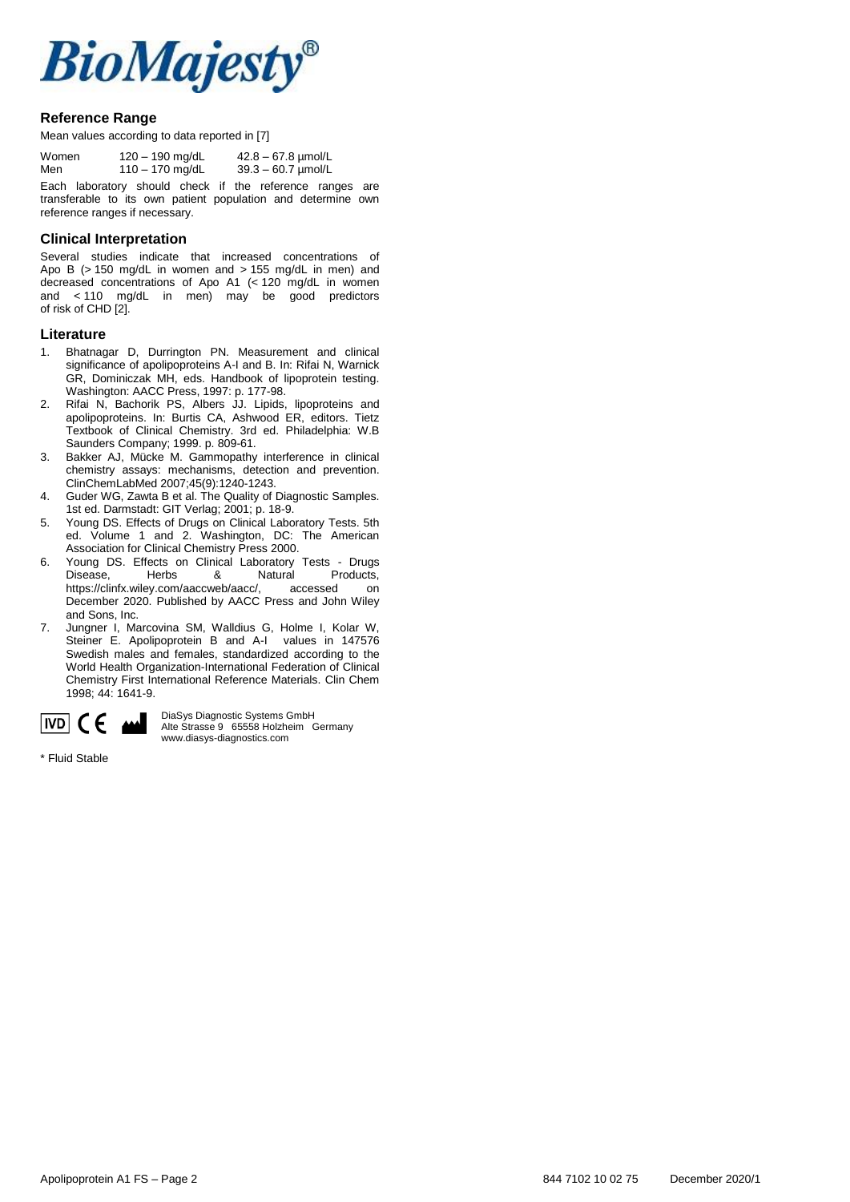**BioMajesty®**

## Reference Range

Mean values according to data reported in [7]

| | | |
|---|---|---|
| Women | 120 – 190 mg/dL | 42.8 – 67.8 µmol/L |
| Men | 110 – 170 mg/dL | 39.3 – 60.7 µmol/L |

Each laboratory should check if the reference ranges are transferable to its own patient population and determine own reference ranges if necessary.

## Clinical Interpretation

Several studies indicate that increased concentrations of Apo B (> 150 mg/dL in women and > 155 mg/dL in men) and decreased concentrations of Apo A1 (< 120 mg/dL in women and < 110 mg/dL in men) may be good predictors of risk of CHD [2].

## Literature

1. Bhatnagar D, Durrington PN. Measurement and clinical significance of apolipoproteins A-I and B. In: Rifai N, Warnick GR, Dominiczak MH, eds. Handbook of lipoprotein testing. Washington: AACC Press, 1997: p. 177-98.
2. Rifai N, Bachorik PS, Albers JJ. Lipids, lipoproteins and apolipoproteins. In: Burtis CA, Ashwood ER, editors. Tietz Textbook of Clinical Chemistry. 3rd ed. Philadelphia: W.B Saunders Company; 1999. p. 809-61.
3. Bakker AJ, Mücke M. Gammopathy interference in clinical chemistry assays: mechanisms, detection and prevention. ClinChemLabMed 2007;45(9):1240-1243.
4. Guder WG, Zawta B et al. The Quality of Diagnostic Samples. 1st ed. Darmstadt: GIT Verlag; 2001; p. 18-9.
5. Young DS. Effects of Drugs on Clinical Laboratory Tests. 5th ed. Volume 1 and 2. Washington, DC: The American Association for Clinical Chemistry Press 2000.
6. Young DS. Effects on Clinical Laboratory Tests - Drugs Disease, Herbs & Natural Products, https://clinfx.wiley.com/aaccweb/aacc/, accessed on December 2020. Published by AACC Press and John Wiley and Sons, Inc.
7. Jungner I, Marcovina SM, Walldius G, Holme I, Kolar W, Steiner E. Apolipoprotein B and A-I values in 147576 Swedish males and females, standardized according to the World Health Organization-International Federation of Clinical Chemistry First International Reference Materials. Clin Chem 1998; 44: 1641-9.

IVD CE

DiaSys Diagnostic Systems GmbH
Alte Strasse 9 65558 Holzheim Germany
www.diasys-diagnostics.com

* Fluid Stable

Apolipoprotein A1 FS – Page 2 844 7102 10 02 75 December 2020/1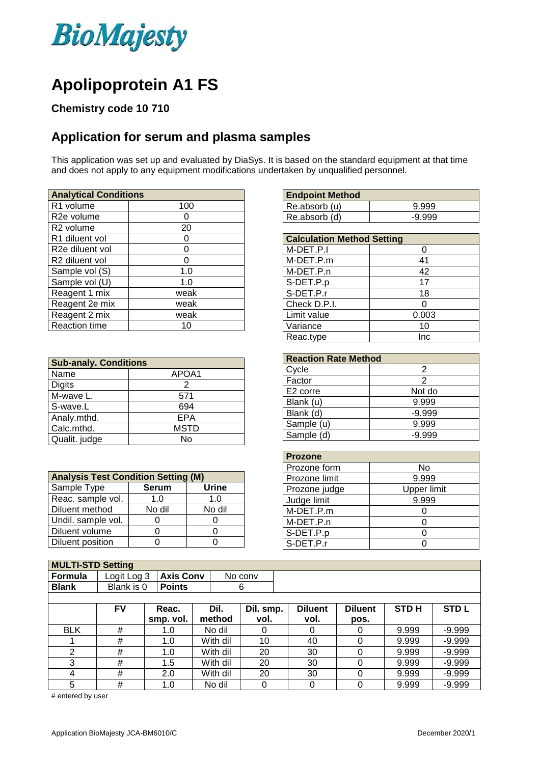BioMajesty

# Apolipoprotein A1 FS

**Chemistry code 10 710**

## Application for serum and plasma samples

This application was set up and evaluated by DiaSys. It is based on the standard equipment at that time and does not apply to any equipment modifications undertaken by unqualified personnel.

| Analytical Conditions | |
|---|---|
| R1 volume | 100 |
| R2e volume | 0 |
| R2 volume | 20 |
| R1 diluent vol | 0 |
| R2e diluent vol | 0 |
| R2 diluent vol | 0 |
| Sample vol (S) | 1.0 |
| Sample vol (U) | 1.0 |
| Reagent 1 mix | weak |
| Reagent 2e mix | weak |
| Reagent 2 mix | weak |
| Reaction time | 10 |

| Sub-analy. Conditions | |
|---|---|
| Name | APOA1 |
| Digits | 2 |
| M-wave L. | 571 |
| S-wave.L | 694 |
| Analy.mthd. | EPA |
| Calc.mthd. | MSTD |
| Qualit. judge | No |

| Analysis Test Condition Setting (M) | | |
|---|---|---|
| Sample Type | Serum | Urine |
| Reac. sample vol. | 1.0 | 1.0 |
| Diluent method | No dil | No dil |
| Undil. sample vol. | 0 | 0 |
| Diluent volume | 0 | 0 |
| Diluent position | 0 | 0 |

| Endpoint Method | |
|---|---|
| Re.absorb (u) | 9.999 |
| Re.absorb (d) | -9.999 |

| Calculation Method Setting | |
|---|---|
| M-DET.P.I | 0 |
| M-DET.P.m | 41 |
| M-DET.P.n | 42 |
| S-DET.P.p | 17 |
| S-DET.P.r | 18 |
| Check D.P.I. | 0 |
| Limit value | 0.003 |
| Variance | 10 |
| Reac.type | Inc |

| Reaction Rate Method | |
|---|---|
| Cycle | 2 |
| Factor | 2 |
| E2 corre | Not do |
| Blank (u) | 9.999 |
| Blank (d) | -9.999 |
| Sample (u) | 9.999 |
| Sample (d) | -9.999 |

| Prozone | |
|---|---|
| Prozone form | No |
| Prozone limit | 9.999 |
| Prozone judge | Upper limit |
| Judge limit | 9.999 |
| M-DET.P.m | 0 |
| M-DET.P.n | 0 |
| S-DET.P.p | 0 |
| S-DET.P.r | 0 |

**MULTI-STD Setting**

| Formula | Logit Log 3 | Axis Conv | No conv |
|---|---|---|---|
| Blank | Blank is 0 | Points | 6 |

| | FV | Reac. smp. vol. | Dil. method | Dil. smp. vol. | Diluent vol. | Diluent pos. | STD H | STD L |
|---|---|---|---|---|---|---|---|---|
| BLK | # | 1.0 | No dil | 0 | 0 | 0 | 9.999 | -9.999 |
| 1 | # | 1.0 | With dil | 10 | 40 | 0 | 9.999 | -9.999 |
| 2 | # | 1.0 | With dil | 20 | 30 | 0 | 9.999 | -9.999 |
| 3 | # | 1.5 | With dil | 20 | 30 | 0 | 9.999 | -9.999 |
| 4 | # | 2.0 | With dil | 20 | 30 | 0 | 9.999 | -9.999 |
| 5 | # | 1.0 | No dil | 0 | 0 | 0 | 9.999 | -9.999 |

\# entered by user

Application BioMajesty JCA-BM6010/C December 2020/1